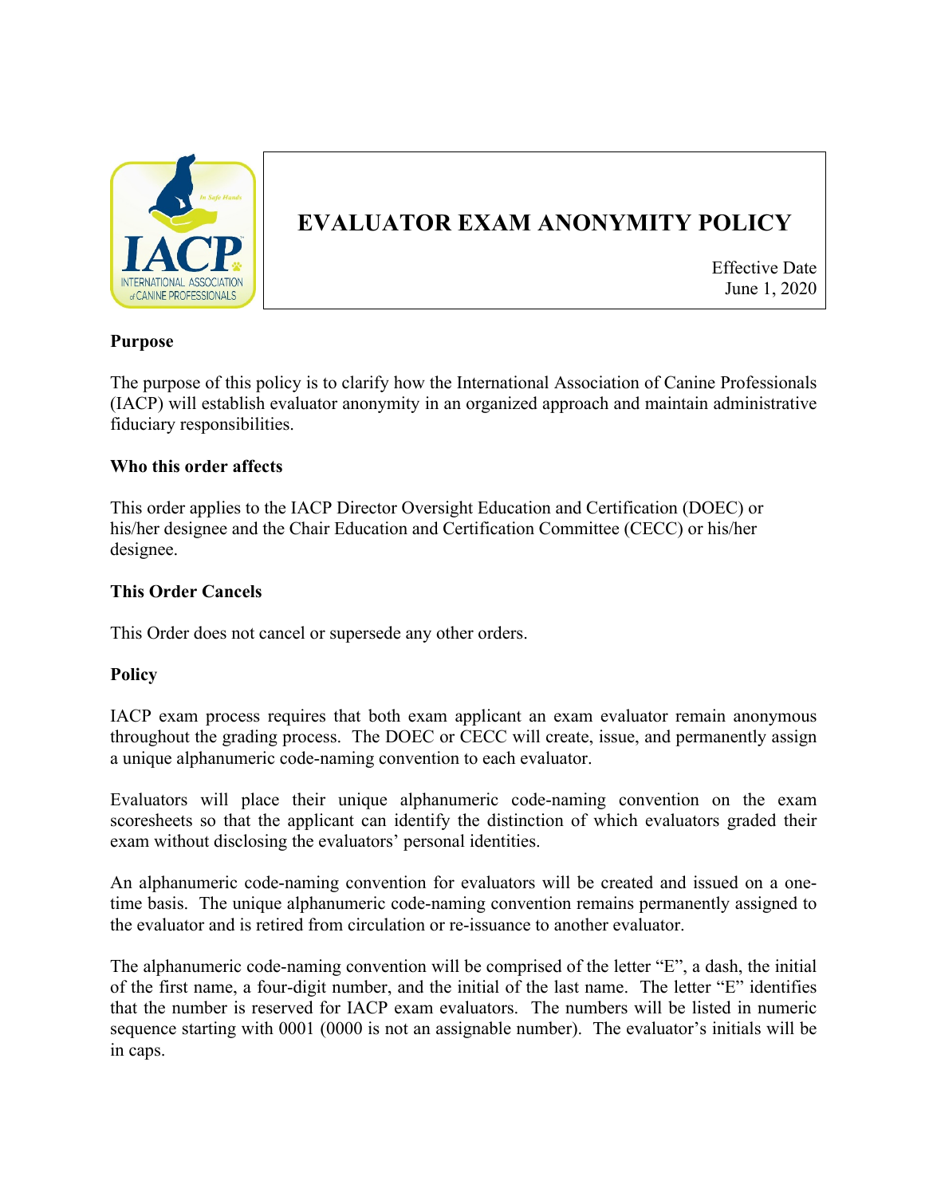# EVALUATOR EXAM ANONYMITY POLICY

Effective Date
June 1, 2020

**Purpose**

The purpose of this policy is to clarify how the International Association of Canine Professionals (IACP) will establish evaluator anonymity in an organized approach and maintain administrative fiduciary responsibilities.

**Who this order affects**

This order applies to the IACP Director Oversight Education and Certification (DOEC) or his/her designee and the Chair Education and Certification Committee (CECC) or his/her designee.

**This Order Cancels**

This Order does not cancel or supersede any other orders.

**Policy**

IACP exam process requires that both exam applicant an exam evaluator remain anonymous throughout the grading process. The DOEC or CECC will create, issue, and permanently assign a unique alphanumeric code-naming convention to each evaluator.

Evaluators will place their unique alphanumeric code-naming convention on the exam scoresheets so that the applicant can identify the distinction of which evaluators graded their exam without disclosing the evaluators' personal identities.

An alphanumeric code-naming convention for evaluators will be created and issued on a one-time basis. The unique alphanumeric code-naming convention remains permanently assigned to the evaluator and is retired from circulation or re-issuance to another evaluator.

The alphanumeric code-naming convention will be comprised of the letter "E", a dash, the initial of the first name, a four-digit number, and the initial of the last name. The letter "E" identifies that the number is reserved for IACP exam evaluators. The numbers will be listed in numeric sequence starting with 0001 (0000 is not an assignable number). The evaluator's initials will be in caps.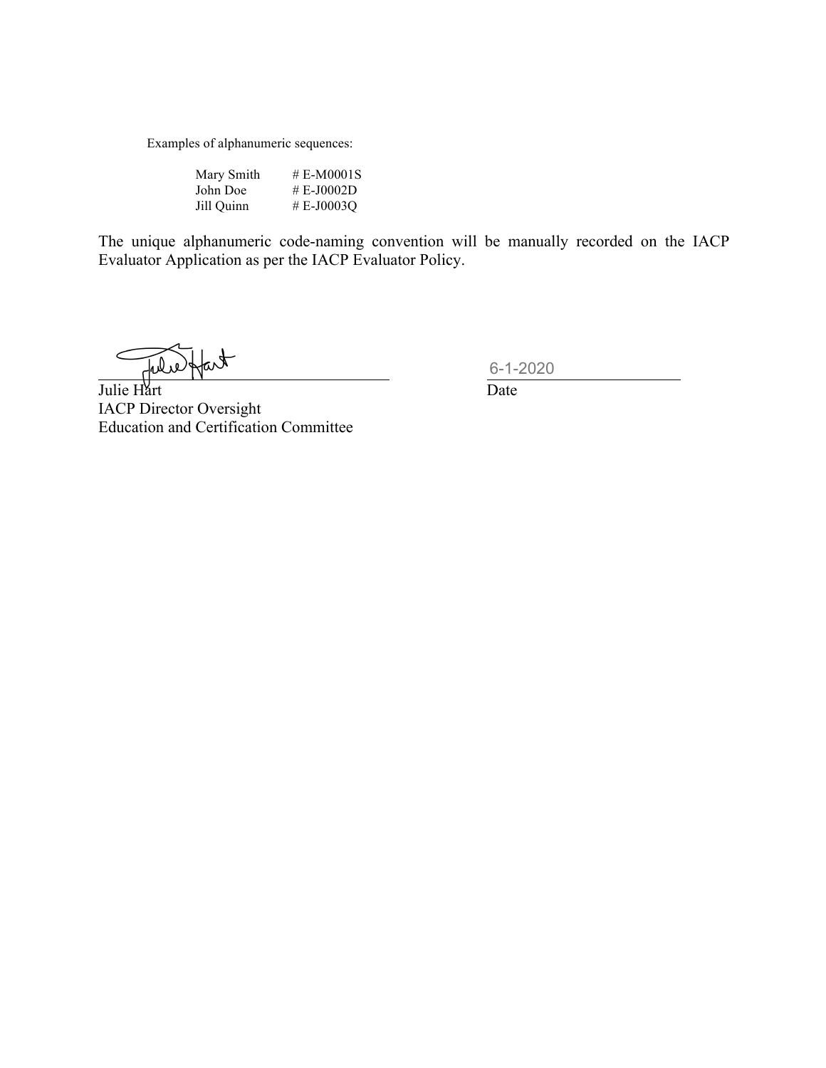Examples of alphanumeric sequences:

| | |
|---|---|
| Mary Smith | # E-M0001S |
| John Doe | # E-J0002D |
| Jill Quinn | # E-J0003Q |

The unique alphanumeric code-naming convention will be manually recorded on the IACP Evaluator Application as per the IACP Evaluator Policy.

Julie Hart
IACP Director Oversight
Education and Certification Committee

6-1-2020
Date